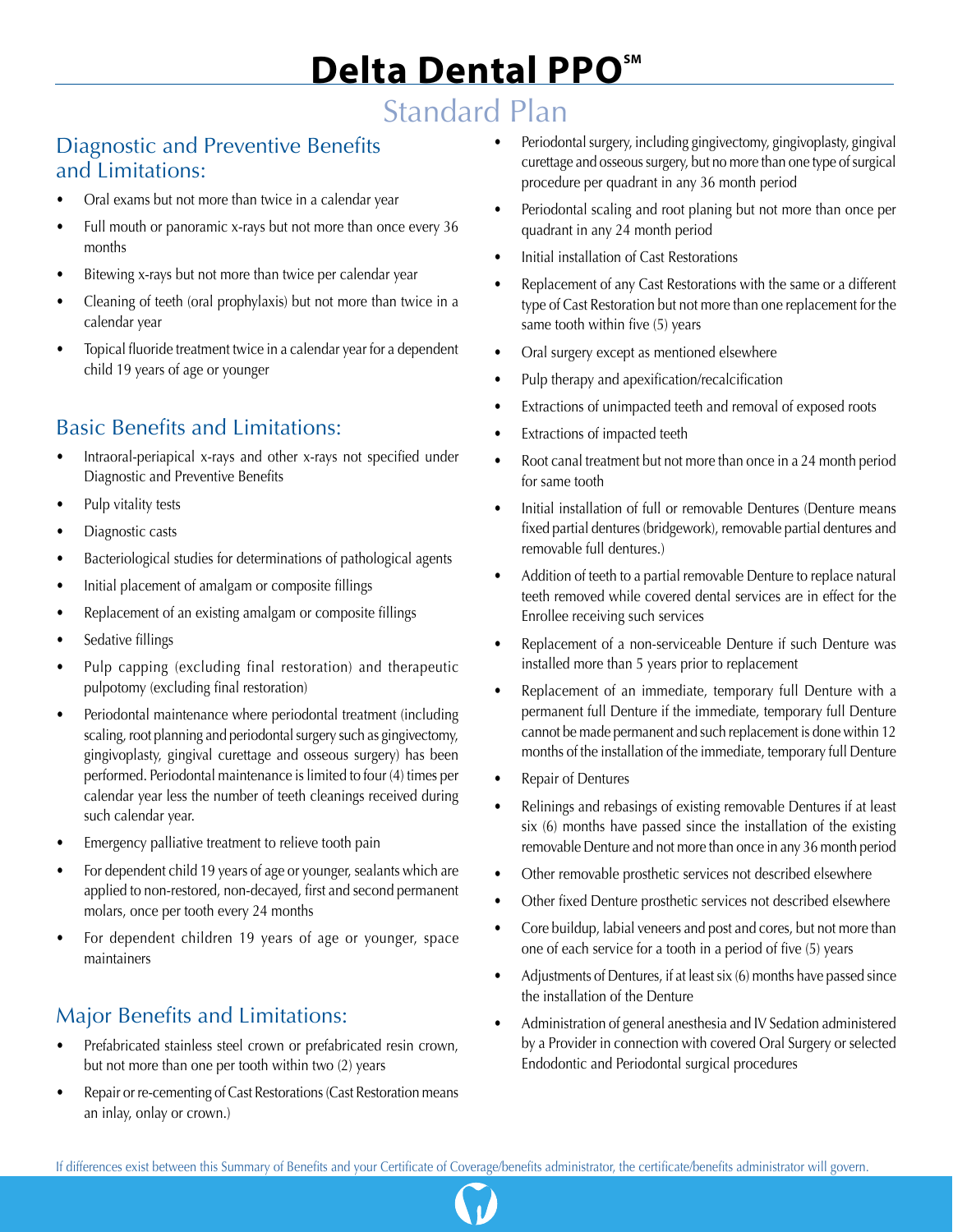# Delta Dental PPO℠

## Standard Plan

### Diagnostic and Preventive Benefits and Limitations:

- Oral exams but not more than twice in a calendar year
- Full mouth or panoramic x-rays but not more than once every 36 months
- Bitewing x-rays but not more than twice per calendar year
- Cleaning of teeth (oral prophylaxis) but not more than twice in a calendar year
- Topical fluoride treatment twice in a calendar year for a dependent child 19 years of age or younger

### Basic Benefits and Limitations:

- Intraoral-periapical x-rays and other x-rays not specified under Diagnostic and Preventive Benefits
- Pulp vitality tests
- Diagnostic casts
- Bacteriological studies for determinations of pathological agents
- Initial placement of amalgam or composite fillings
- Replacement of an existing amalgam or composite fillings
- Sedative fillings
- Pulp capping (excluding final restoration) and therapeutic pulpotomy (excluding final restoration)
- Periodontal maintenance where periodontal treatment (including scaling, root planning and periodontal surgery such as gingivectomy, gingivoplasty, gingival curettage and osseous surgery) has been performed. Periodontal maintenance is limited to four (4) times per calendar year less the number of teeth cleanings received during such calendar year.
- Emergency palliative treatment to relieve tooth pain
- For dependent child 19 years of age or younger, sealants which are applied to non-restored, non-decayed, first and second permanent molars, once per tooth every 24 months
- For dependent children 19 years of age or younger, space maintainers

### Major Benefits and Limitations:

- Prefabricated stainless steel crown or prefabricated resin crown, but not more than one per tooth within two (2) years
- Repair or re-cementing of Cast Restorations (Cast Restoration means an inlay, onlay or crown.)
- Periodontal surgery, including gingivectomy, gingivoplasty, gingival curettage and osseous surgery, but no more than one type of surgical procedure per quadrant in any 36 month period
- Periodontal scaling and root planing but not more than once per quadrant in any 24 month period
- Initial installation of Cast Restorations
- Replacement of any Cast Restorations with the same or a different type of Cast Restoration but not more than one replacement for the same tooth within five (5) years
- Oral surgery except as mentioned elsewhere
- Pulp therapy and apexification/recalcification
- Extractions of unimpacted teeth and removal of exposed roots
- Extractions of impacted teeth
- Root canal treatment but not more than once in a 24 month period for same tooth
- Initial installation of full or removable Dentures (Denture means fixed partial dentures (bridgework), removable partial dentures and removable full dentures.)
- Addition of teeth to a partial removable Denture to replace natural teeth removed while covered dental services are in effect for the Enrollee receiving such services
- Replacement of a non-serviceable Denture if such Denture was installed more than 5 years prior to replacement
- Replacement of an immediate, temporary full Denture with a permanent full Denture if the immediate, temporary full Denture cannot be made permanent and such replacement is done within 12 months of the installation of the immediate, temporary full Denture
- Repair of Dentures
- Relinings and rebasings of existing removable Dentures if at least six (6) months have passed since the installation of the existing removable Denture and not more than once in any 36 month period
- Other removable prosthetic services not described elsewhere
- Other fixed Denture prosthetic services not described elsewhere
- Core buildup, labial veneers and post and cores, but not more than one of each service for a tooth in a period of five (5) years
- Adjustments of Dentures, if at least six (6) months have passed since the installation of the Denture
- Administration of general anesthesia and IV Sedation administered by a Provider in connection with covered Oral Surgery or selected Endodontic and Periodontal surgical procedures

If differences exist between this Summary of Benefits and your Certificate of Coverage/benefits administrator, the certificate/benefits administrator will govern.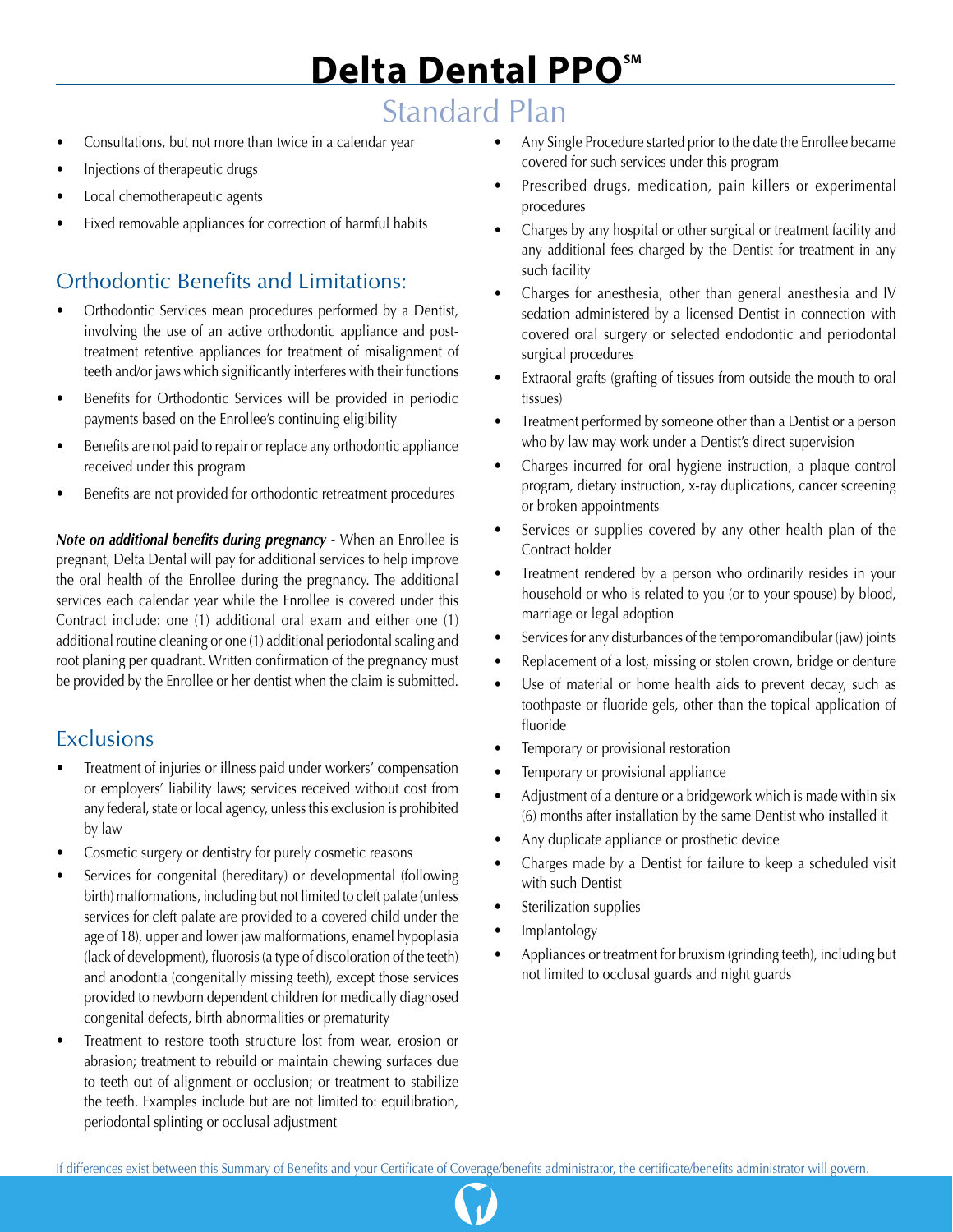# Delta Dental PPO℠

## Standard Plan

- Consultations, but not more than twice in a calendar year
- Injections of therapeutic drugs
- Local chemotherapeutic agents
- Fixed removable appliances for correction of harmful habits

## Orthodontic Benefits and Limitations:

- Orthodontic Services mean procedures performed by a Dentist, involving the use of an active orthodontic appliance and post-treatment retentive appliances for treatment of misalignment of teeth and/or jaws which significantly interferes with their functions
- Benefits for Orthodontic Services will be provided in periodic payments based on the Enrollee's continuing eligibility
- Benefits are not paid to repair or replace any orthodontic appliance received under this program
- Benefits are not provided for orthodontic retreatment procedures

***Note on additional benefits during pregnancy -*** When an Enrollee is pregnant, Delta Dental will pay for additional services to help improve the oral health of the Enrollee during the pregnancy. The additional services each calendar year while the Enrollee is covered under this Contract include: one (1) additional oral exam and either one (1) additional routine cleaning or one (1) additional periodontal scaling and root planing per quadrant. Written confirmation of the pregnancy must be provided by the Enrollee or her dentist when the claim is submitted.

## Exclusions

- Treatment of injuries or illness paid under workers' compensation or employers' liability laws; services received without cost from any federal, state or local agency, unless this exclusion is prohibited by law
- Cosmetic surgery or dentistry for purely cosmetic reasons
- Services for congenital (hereditary) or developmental (following birth) malformations, including but not limited to cleft palate (unless services for cleft palate are provided to a covered child under the age of 18), upper and lower jaw malformations, enamel hypoplasia (lack of development), fluorosis (a type of discoloration of the teeth) and anodontia (congenitally missing teeth), except those services provided to newborn dependent children for medically diagnosed congenital defects, birth abnormalities or prematurity
- Treatment to restore tooth structure lost from wear, erosion or abrasion; treatment to rebuild or maintain chewing surfaces due to teeth out of alignment or occlusion; or treatment to stabilize the teeth. Examples include but are not limited to: equilibration, periodontal splinting or occlusal adjustment
- Any Single Procedure started prior to the date the Enrollee became covered for such services under this program
- Prescribed drugs, medication, pain killers or experimental procedures
- Charges by any hospital or other surgical or treatment facility and any additional fees charged by the Dentist for treatment in any such facility
- Charges for anesthesia, other than general anesthesia and IV sedation administered by a licensed Dentist in connection with covered oral surgery or selected endodontic and periodontal surgical procedures
- Extraoral grafts (grafting of tissues from outside the mouth to oral tissues)
- Treatment performed by someone other than a Dentist or a person who by law may work under a Dentist's direct supervision
- Charges incurred for oral hygiene instruction, a plaque control program, dietary instruction, x-ray duplications, cancer screening or broken appointments
- Services or supplies covered by any other health plan of the Contract holder
- Treatment rendered by a person who ordinarily resides in your household or who is related to you (or to your spouse) by blood, marriage or legal adoption
- Services for any disturbances of the temporomandibular (jaw) joints
- Replacement of a lost, missing or stolen crown, bridge or denture
- Use of material or home health aids to prevent decay, such as toothpaste or fluoride gels, other than the topical application of fluoride
- Temporary or provisional restoration
- Temporary or provisional appliance
- Adjustment of a denture or a bridgework which is made within six (6) months after installation by the same Dentist who installed it
- Any duplicate appliance or prosthetic device
- Charges made by a Dentist for failure to keep a scheduled visit with such Dentist
- Sterilization supplies
- Implantology
- Appliances or treatment for bruxism (grinding teeth), including but not limited to occlusal guards and night guards

If differences exist between this Summary of Benefits and your Certificate of Coverage/benefits administrator, the certificate/benefits administrator will govern.